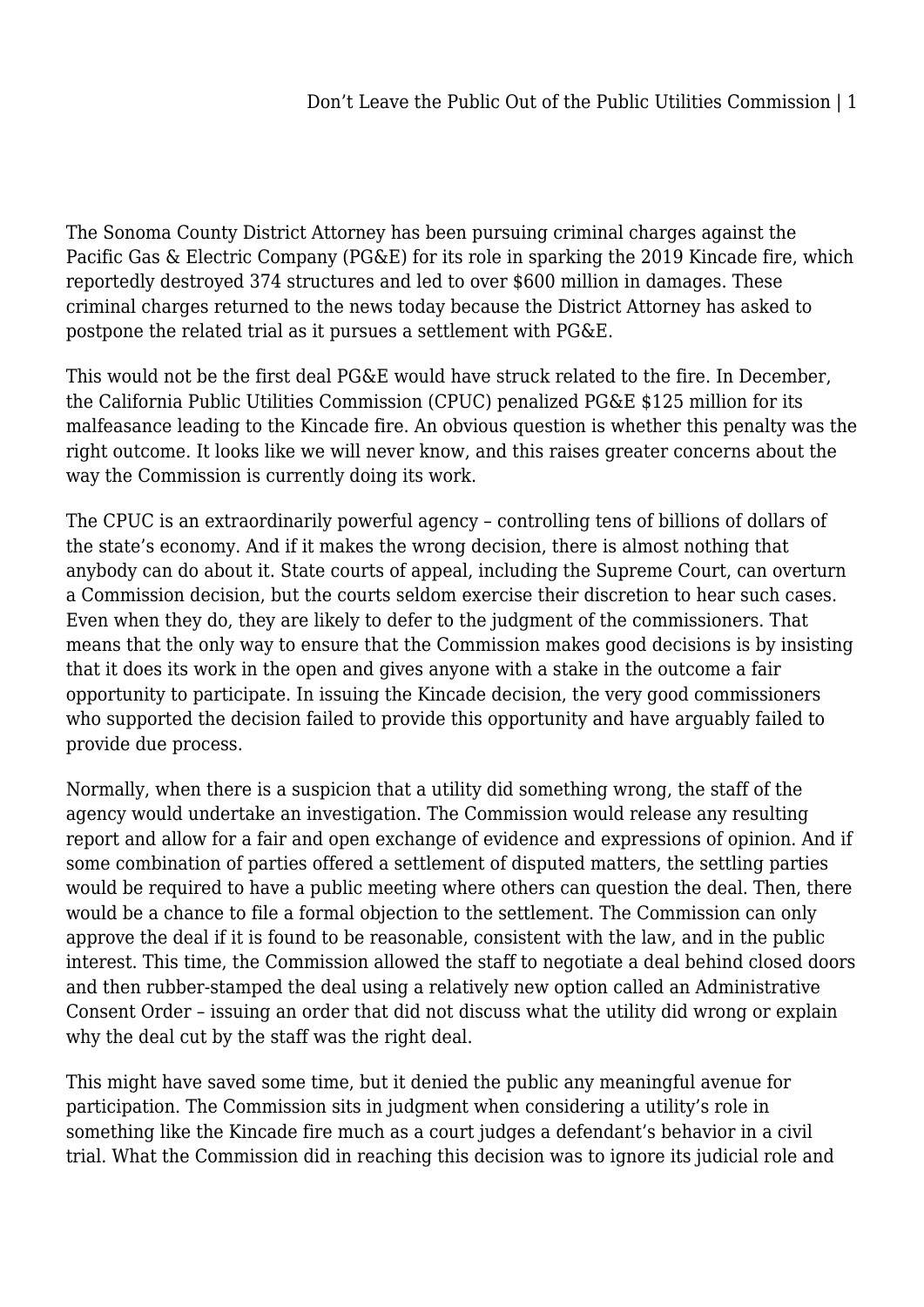The Sonoma County District Attorney has been pursuing criminal charges against the Pacific Gas & Electric Company (PG&E) for its role in sparking the 2019 Kincade fire, which reportedly destroyed 374 structures and led to over $600 million in damages. These criminal charges returned to the news today because the District Attorney has asked to postpone the related trial as it pursues a settlement with PG&E.

This would not be the first deal PG&E would have struck related to the fire. In December, the California Public Utilities Commission (CPUC) penalized PG&E $125 million for its malfeasance leading to the Kincade fire. An obvious question is whether this penalty was the right outcome. It looks like we will never know, and this raises greater concerns about the way the Commission is currently doing its work.

The CPUC is an extraordinarily powerful agency – controlling tens of billions of dollars of the state's economy. And if it makes the wrong decision, there is almost nothing that anybody can do about it. State courts of appeal, including the Supreme Court, can overturn a Commission decision, but the courts seldom exercise their discretion to hear such cases. Even when they do, they are likely to defer to the judgment of the commissioners. That means that the only way to ensure that the Commission makes good decisions is by insisting that it does its work in the open and gives anyone with a stake in the outcome a fair opportunity to participate. In issuing the Kincade decision, the very good commissioners who supported the decision failed to provide this opportunity and have arguably failed to provide due process.

Normally, when there is a suspicion that a utility did something wrong, the staff of the agency would undertake an investigation. The Commission would release any resulting report and allow for a fair and open exchange of evidence and expressions of opinion. And if some combination of parties offered a settlement of disputed matters, the settling parties would be required to have a public meeting where others can question the deal. Then, there would be a chance to file a formal objection to the settlement. The Commission can only approve the deal if it is found to be reasonable, consistent with the law, and in the public interest. This time, the Commission allowed the staff to negotiate a deal behind closed doors and then rubber-stamped the deal using a relatively new option called an Administrative Consent Order – issuing an order that did not discuss what the utility did wrong or explain why the deal cut by the staff was the right deal.

This might have saved some time, but it denied the public any meaningful avenue for participation. The Commission sits in judgment when considering a utility's role in something like the Kincade fire much as a court judges a defendant's behavior in a civil trial. What the Commission did in reaching this decision was to ignore its judicial role and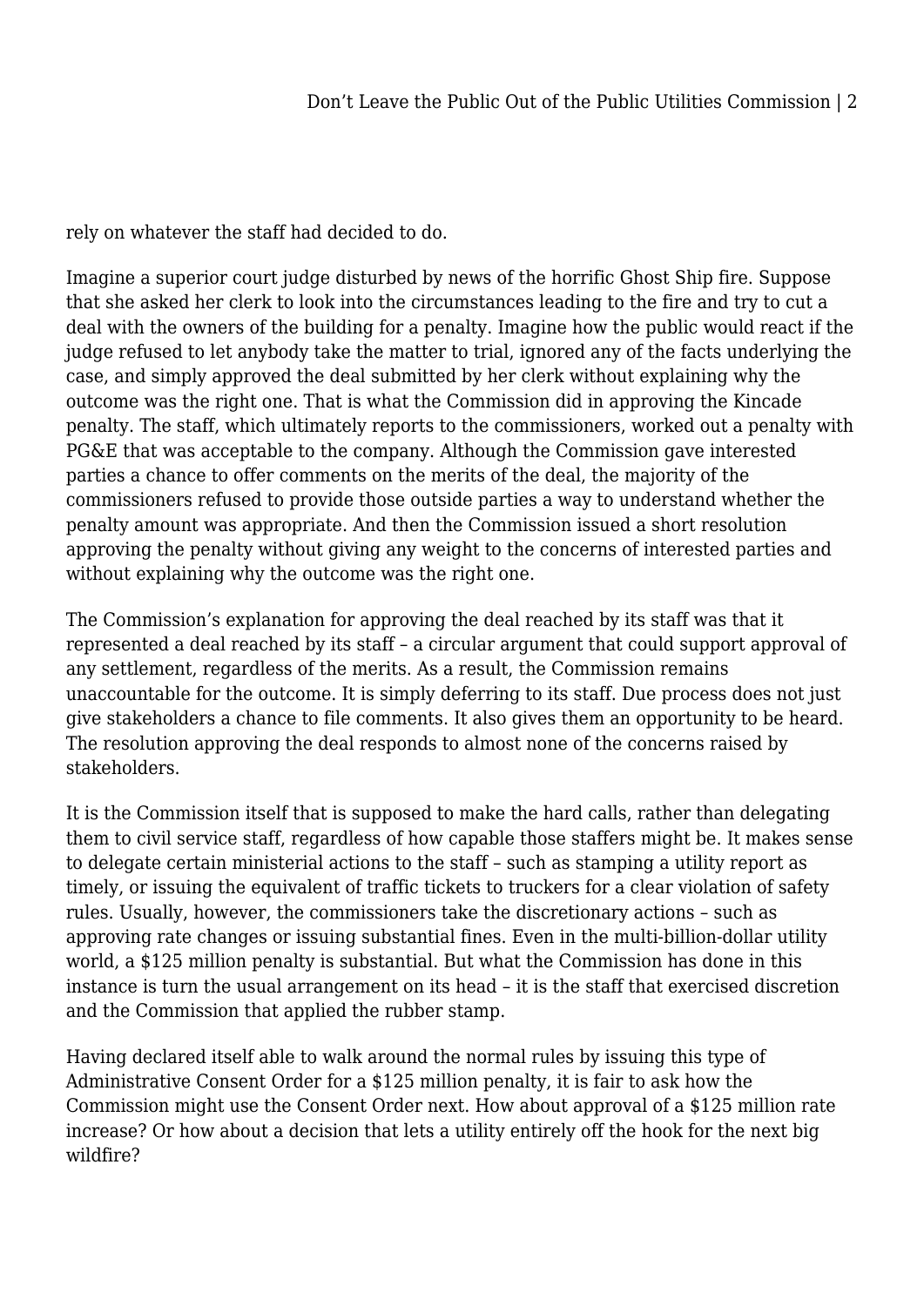rely on whatever the staff had decided to do.

Imagine a superior court judge disturbed by news of the horrific Ghost Ship fire. Suppose that she asked her clerk to look into the circumstances leading to the fire and try to cut a deal with the owners of the building for a penalty. Imagine how the public would react if the judge refused to let anybody take the matter to trial, ignored any of the facts underlying the case, and simply approved the deal submitted by her clerk without explaining why the outcome was the right one. That is what the Commission did in approving the Kincade penalty. The staff, which ultimately reports to the commissioners, worked out a penalty with PG&E that was acceptable to the company. Although the Commission gave interested parties a chance to offer comments on the merits of the deal, the majority of the commissioners refused to provide those outside parties a way to understand whether the penalty amount was appropriate. And then the Commission issued a short resolution approving the penalty without giving any weight to the concerns of interested parties and without explaining why the outcome was the right one.

The Commission's explanation for approving the deal reached by its staff was that it represented a deal reached by its staff – a circular argument that could support approval of any settlement, regardless of the merits. As a result, the Commission remains unaccountable for the outcome. It is simply deferring to its staff. Due process does not just give stakeholders a chance to file comments. It also gives them an opportunity to be heard. The resolution approving the deal responds to almost none of the concerns raised by stakeholders.

It is the Commission itself that is supposed to make the hard calls, rather than delegating them to civil service staff, regardless of how capable those staffers might be. It makes sense to delegate certain ministerial actions to the staff – such as stamping a utility report as timely, or issuing the equivalent of traffic tickets to truckers for a clear violation of safety rules. Usually, however, the commissioners take the discretionary actions – such as approving rate changes or issuing substantial fines. Even in the multi-billion-dollar utility world, a $125 million penalty is substantial. But what the Commission has done in this instance is turn the usual arrangement on its head – it is the staff that exercised discretion and the Commission that applied the rubber stamp.

Having declared itself able to walk around the normal rules by issuing this type of Administrative Consent Order for a $125 million penalty, it is fair to ask how the Commission might use the Consent Order next. How about approval of a $125 million rate increase? Or how about a decision that lets a utility entirely off the hook for the next big wildfire?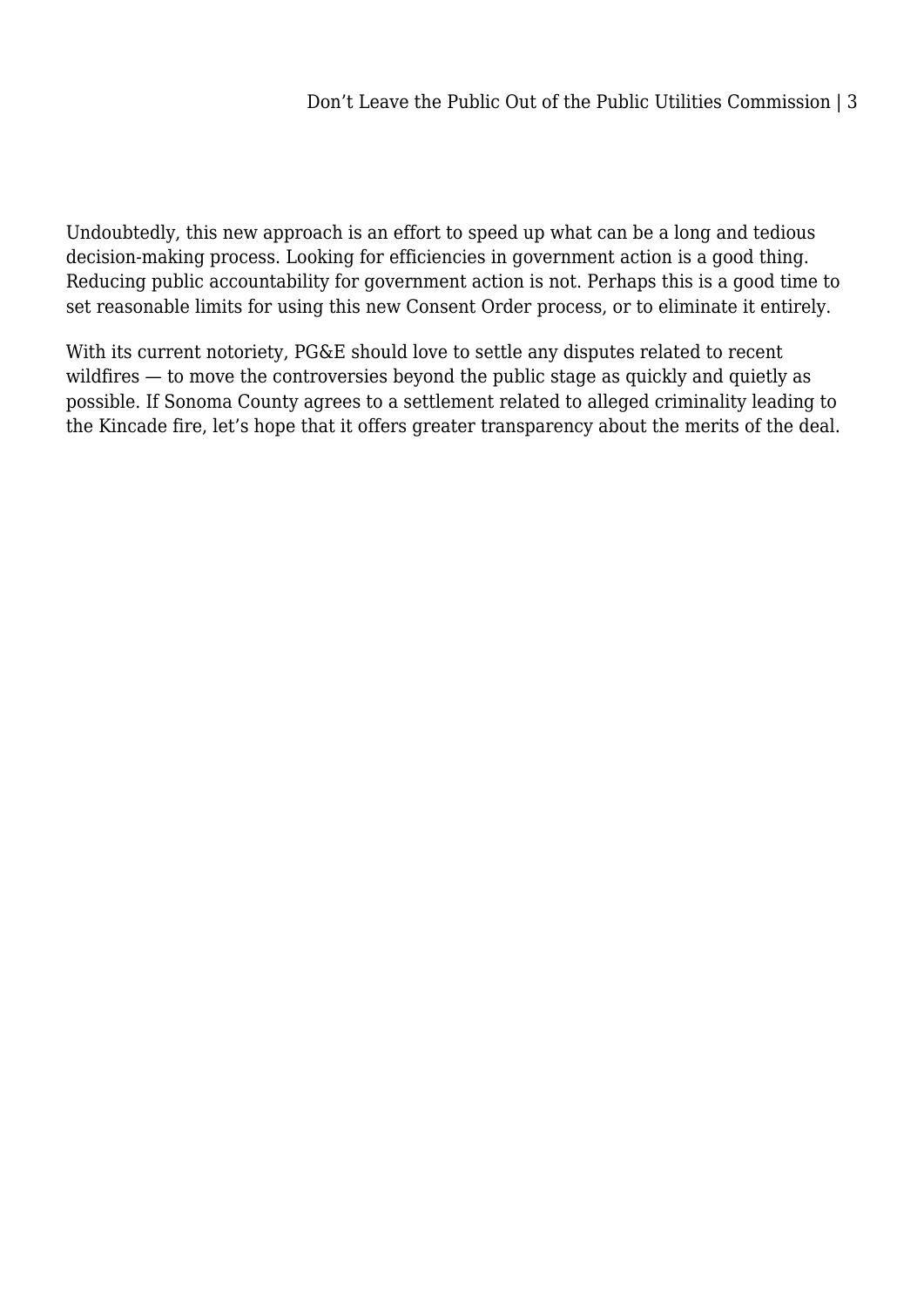Undoubtedly, this new approach is an effort to speed up what can be a long and tedious decision-making process. Looking for efficiencies in government action is a good thing. Reducing public accountability for government action is not. Perhaps this is a good time to set reasonable limits for using this new Consent Order process, or to eliminate it entirely.

With its current notoriety, PG&E should love to settle any disputes related to recent wildfires — to move the controversies beyond the public stage as quickly and quietly as possible. If Sonoma County agrees to a settlement related to alleged criminality leading to the Kincade fire, let's hope that it offers greater transparency about the merits of the deal.